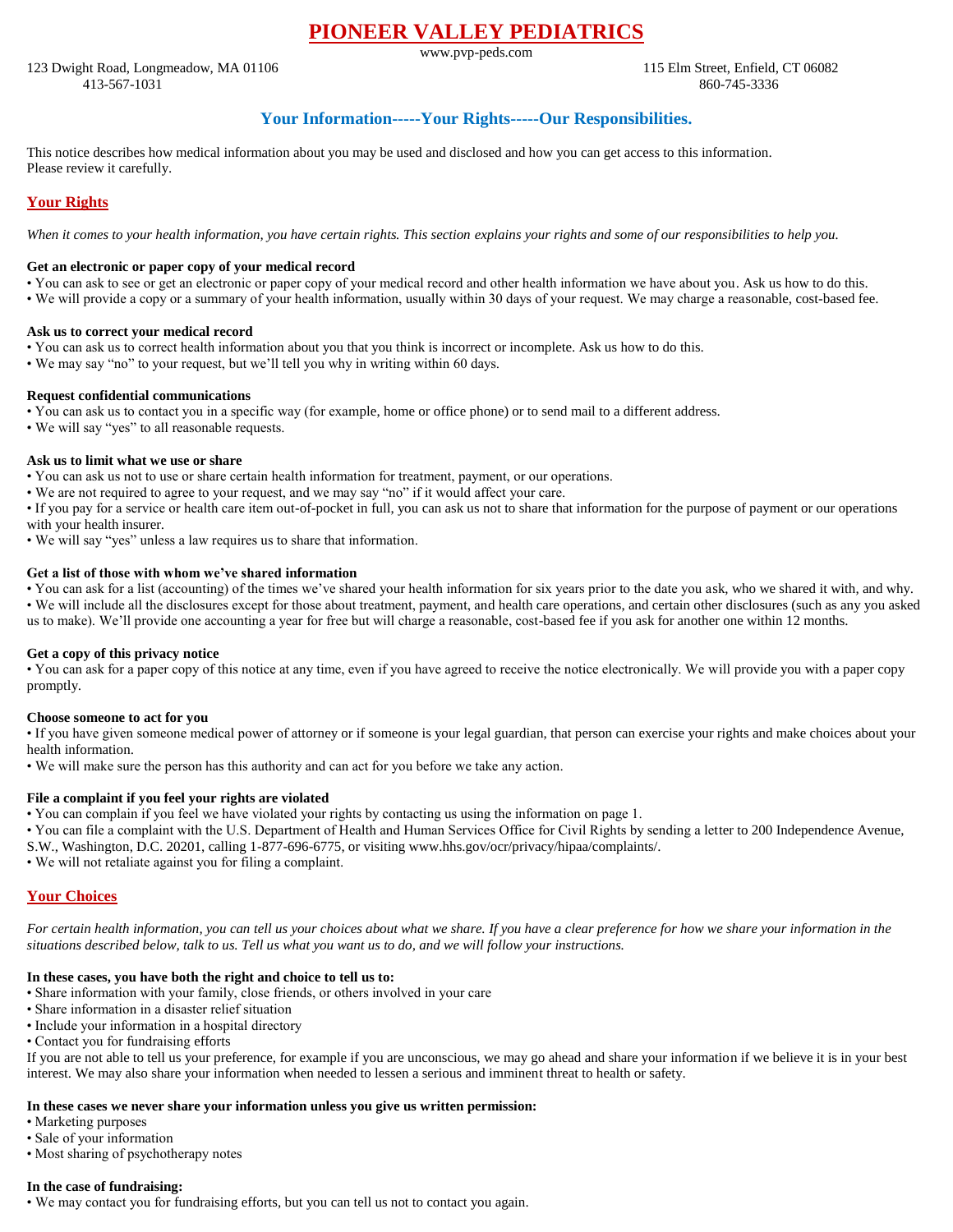# PIONEER VALLEY PEDIATRICS

www.pvp-peds.com

123 Dwight Road, Longmeadow, MA 01106
413-567-1031

115 Elm Street, Enfield, CT 06082
860-745-3336

## Your Information-----Your Rights-----Our Responsibilities.

This notice describes how medical information about you may be used and disclosed and how you can get access to this information.
Please review it carefully.

## Your Rights

*When it comes to your health information, you have certain rights. This section explains your rights and some of our responsibilities to help you.*

**Get an electronic or paper copy of your medical record**

- You can ask to see or get an electronic or paper copy of your medical record and other health information we have about you. Ask us how to do this.
- We will provide a copy or a summary of your health information, usually within 30 days of your request. We may charge a reasonable, cost-based fee.

**Ask us to correct your medical record**

- You can ask us to correct health information about you that you think is incorrect or incomplete. Ask us how to do this.
- We may say "no" to your request, but we'll tell you why in writing within 60 days.

**Request confidential communications**

- You can ask us to contact you in a specific way (for example, home or office phone) or to send mail to a different address.
- We will say "yes" to all reasonable requests.

**Ask us to limit what we use or share**

- You can ask us not to use or share certain health information for treatment, payment, or our operations.
- We are not required to agree to your request, and we may say "no" if it would affect your care.
- If you pay for a service or health care item out-of-pocket in full, you can ask us not to share that information for the purpose of payment or our operations with your health insurer.
- We will say "yes" unless a law requires us to share that information.

**Get a list of those with whom we've shared information**

- You can ask for a list (accounting) of the times we've shared your health information for six years prior to the date you ask, who we shared it with, and why.
- We will include all the disclosures except for those about treatment, payment, and health care operations, and certain other disclosures (such as any you asked us to make). We'll provide one accounting a year for free but will charge a reasonable, cost-based fee if you ask for another one within 12 months.

**Get a copy of this privacy notice**

- You can ask for a paper copy of this notice at any time, even if you have agreed to receive the notice electronically. We will provide you with a paper copy promptly.

**Choose someone to act for you**

- If you have given someone medical power of attorney or if someone is your legal guardian, that person can exercise your rights and make choices about your health information.
- We will make sure the person has this authority and can act for you before we take any action.

**File a complaint if you feel your rights are violated**

- You can complain if you feel we have violated your rights by contacting us using the information on page 1.
- You can file a complaint with the U.S. Department of Health and Human Services Office for Civil Rights by sending a letter to 200 Independence Avenue, S.W., Washington, D.C. 20201, calling 1-877-696-6775, or visiting www.hhs.gov/ocr/privacy/hipaa/complaints/.
- We will not retaliate against you for filing a complaint.

## Your Choices

*For certain health information, you can tell us your choices about what we share. If you have a clear preference for how we share your information in the situations described below, talk to us. Tell us what you want us to do, and we will follow your instructions.*

**In these cases, you have both the right and choice to tell us to:**

- Share information with your family, close friends, or others involved in your care
- Share information in a disaster relief situation
- Include your information in a hospital directory
- Contact you for fundraising efforts

If you are not able to tell us your preference, for example if you are unconscious, we may go ahead and share your information if we believe it is in your best interest. We may also share your information when needed to lessen a serious and imminent threat to health or safety.

**In these cases we never share your information unless you give us written permission:**

- Marketing purposes
- Sale of your information
- Most sharing of psychotherapy notes

**In the case of fundraising:**

- We may contact you for fundraising efforts, but you can tell us not to contact you again.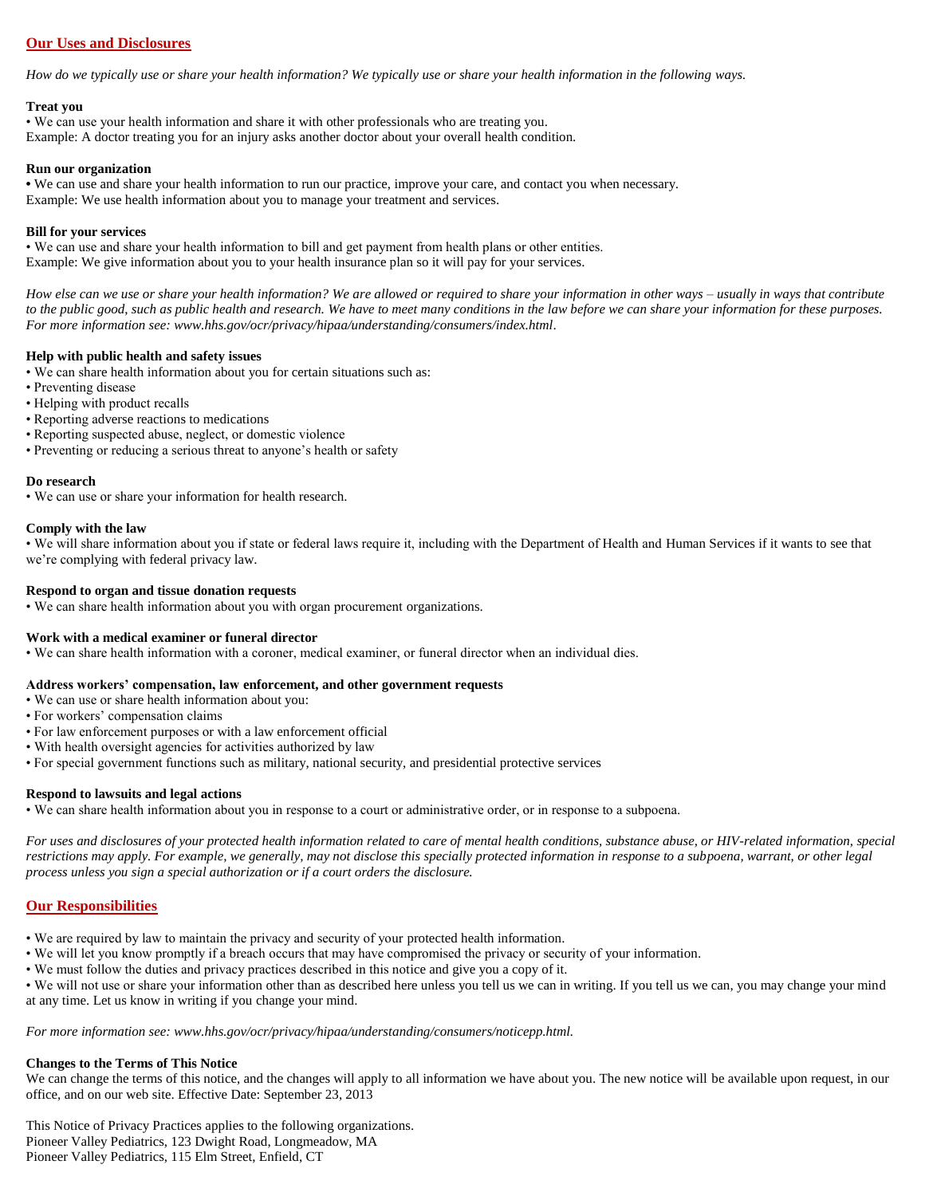## Our Uses and Disclosures

*How do we typically use or share your health information? We typically use or share your health information in the following ways.*

**Treat you**

• We can use your health information and share it with other professionals who are treating you.
Example: A doctor treating you for an injury asks another doctor about your overall health condition.

**Run our organization**

• We can use and share your health information to run our practice, improve your care, and contact you when necessary.
Example: We use health information about you to manage your treatment and services.

**Bill for your services**

• We can use and share your health information to bill and get payment from health plans or other entities.
Example: We give information about you to your health insurance plan so it will pay for your services.

*How else can we use or share your health information? We are allowed or required to share your information in other ways – usually in ways that contribute to the public good, such as public health and research. We have to meet many conditions in the law before we can share your information for these purposes. For more information see: www.hhs.gov/ocr/privacy/hipaa/understanding/consumers/index.html.*

**Help with public health and safety issues**

• We can share health information about you for certain situations such as:
• Preventing disease
• Helping with product recalls
• Reporting adverse reactions to medications
• Reporting suspected abuse, neglect, or domestic violence
• Preventing or reducing a serious threat to anyone's health or safety

**Do research**

• We can use or share your information for health research.

**Comply with the law**

• We will share information about you if state or federal laws require it, including with the Department of Health and Human Services if it wants to see that we're complying with federal privacy law.

**Respond to organ and tissue donation requests**

• We can share health information about you with organ procurement organizations.

**Work with a medical examiner or funeral director**

• We can share health information with a coroner, medical examiner, or funeral director when an individual dies.

**Address workers' compensation, law enforcement, and other government requests**

• We can use or share health information about you:
• For workers' compensation claims
• For law enforcement purposes or with a law enforcement official
• With health oversight agencies for activities authorized by law
• For special government functions such as military, national security, and presidential protective services

**Respond to lawsuits and legal actions**

• We can share health information about you in response to a court or administrative order, or in response to a subpoena.

*For uses and disclosures of your protected health information related to care of mental health conditions, substance abuse, or HIV-related information, special restrictions may apply. For example, we generally, may not disclose this specially protected information in response to a subpoena, warrant, or other legal process unless you sign a special authorization or if a court orders the disclosure.*

## Our Responsibilities

• We are required by law to maintain the privacy and security of your protected health information.
• We will let you know promptly if a breach occurs that may have compromised the privacy or security of your information.
• We must follow the duties and privacy practices described in this notice and give you a copy of it.
• We will not use or share your information other than as described here unless you tell us we can in writing. If you tell us we can, you may change your mind at any time. Let us know in writing if you change your mind.

*For more information see: www.hhs.gov/ocr/privacy/hipaa/understanding/consumers/noticepp.html.*

**Changes to the Terms of This Notice**

We can change the terms of this notice, and the changes will apply to all information we have about you. The new notice will be available upon request, in our office, and on our web site. Effective Date: September 23, 2013

This Notice of Privacy Practices applies to the following organizations.
Pioneer Valley Pediatrics, 123 Dwight Road, Longmeadow, MA
Pioneer Valley Pediatrics, 115 Elm Street, Enfield, CT